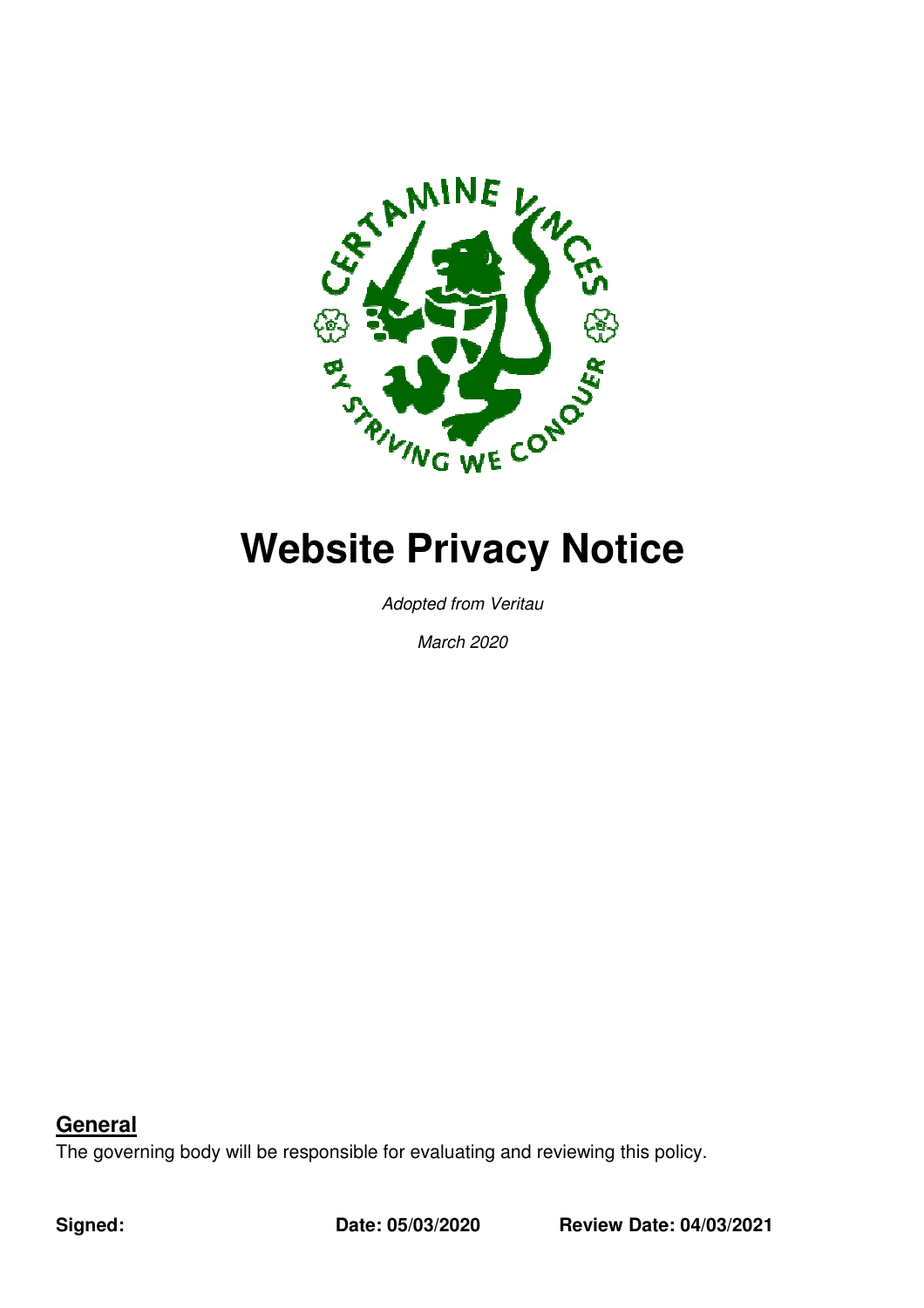# Website Privacy Notice

*Adopted from Veritau*

*March 2020*

## General

The governing body will be responsible for evaluating and reviewing this policy.

**Signed:** **Date: 05/03/2020** **Review Date: 04/03/2021**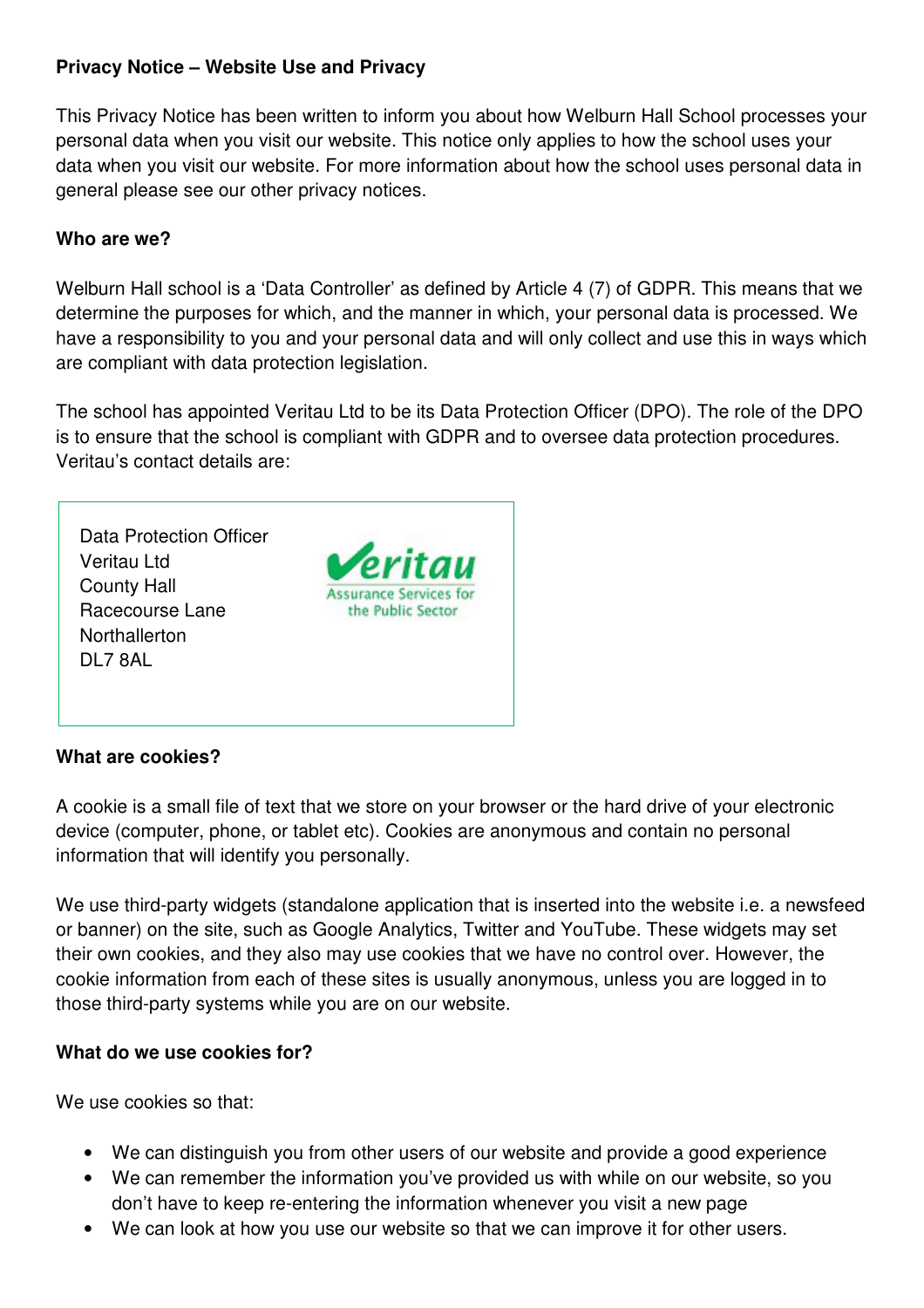**Privacy Notice – Website Use and Privacy**

This Privacy Notice has been written to inform you about how Welburn Hall School processes your personal data when you visit our website. This notice only applies to how the school uses your data when you visit our website. For more information about how the school uses personal data in general please see our other privacy notices.

**Who are we?**

Welburn Hall school is a 'Data Controller' as defined by Article 4 (7) of GDPR. This means that we determine the purposes for which, and the manner in which, your personal data is processed. We have a responsibility to you and your personal data and will only collect and use this in ways which are compliant with data protection legislation.

The school has appointed Veritau Ltd to be its Data Protection Officer (DPO). The role of the DPO is to ensure that the school is compliant with GDPR and to oversee data protection procedures. Veritau's contact details are:

Data Protection Officer
Veritau Ltd
County Hall
Racecourse Lane
Northallerton
DL7 8AL

Veritau
Assurance Services for the Public Sector

**What are cookies?**

A cookie is a small file of text that we store on your browser or the hard drive of your electronic device (computer, phone, or tablet etc). Cookies are anonymous and contain no personal information that will identify you personally.

We use third-party widgets (standalone application that is inserted into the website i.e. a newsfeed or banner) on the site, such as Google Analytics, Twitter and YouTube. These widgets may set their own cookies, and they also may use cookies that we have no control over. However, the cookie information from each of these sites is usually anonymous, unless you are logged in to those third-party systems while you are on our website.

**What do we use cookies for?**

We use cookies so that:

- We can distinguish you from other users of our website and provide a good experience
- We can remember the information you've provided us with while on our website, so you don't have to keep re-entering the information whenever you visit a new page
- We can look at how you use our website so that we can improve it for other users.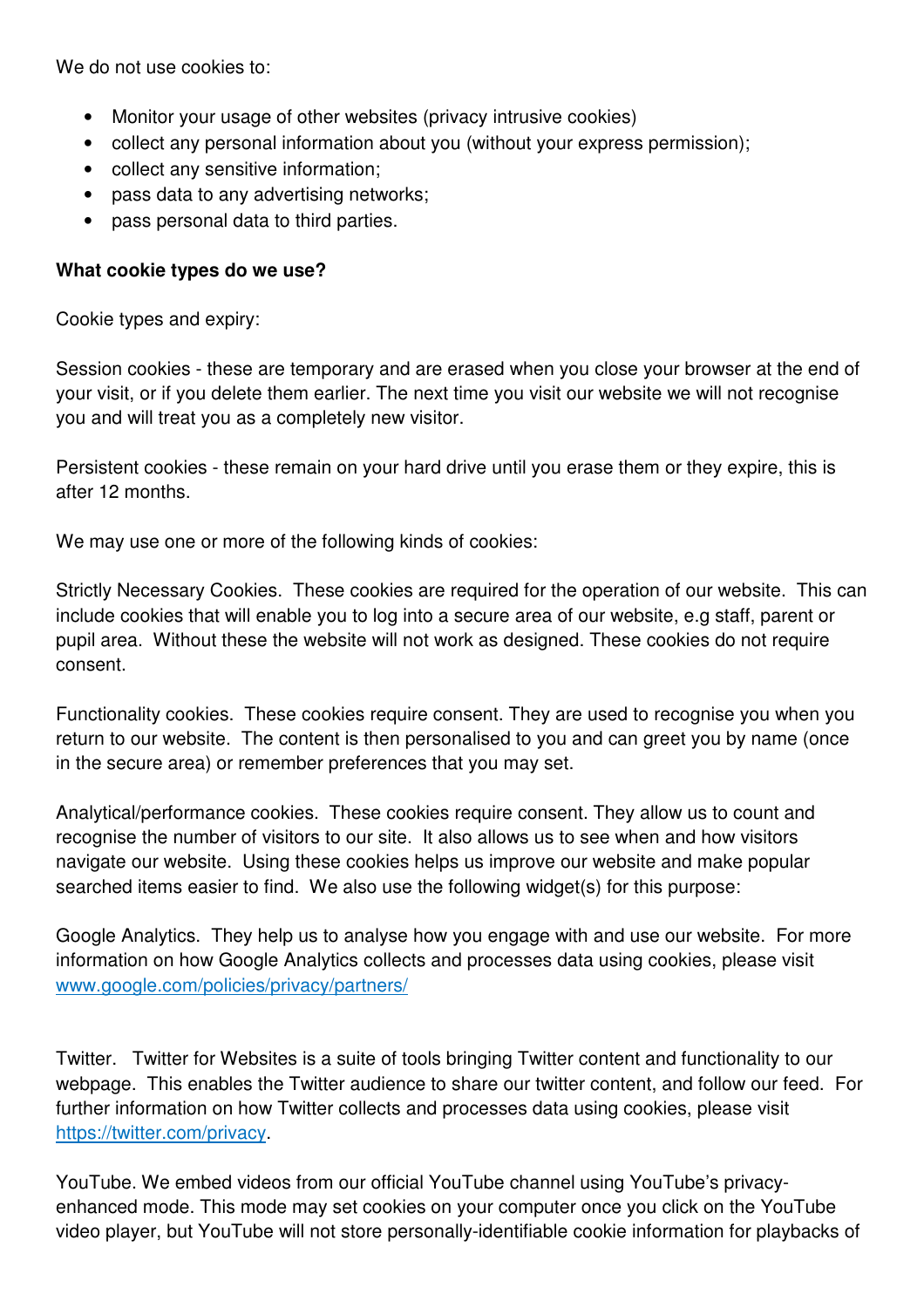We do not use cookies to:

- Monitor your usage of other websites (privacy intrusive cookies)
- collect any personal information about you (without your express permission);
- collect any sensitive information;
- pass data to any advertising networks;
- pass personal data to third parties.

**What cookie types do we use?**

Cookie types and expiry:

Session cookies - these are temporary and are erased when you close your browser at the end of your visit, or if you delete them earlier. The next time you visit our website we will not recognise you and will treat you as a completely new visitor.

Persistent cookies - these remain on your hard drive until you erase them or they expire, this is after 12 months.

We may use one or more of the following kinds of cookies:

Strictly Necessary Cookies. These cookies are required for the operation of our website. This can include cookies that will enable you to log into a secure area of our website, e.g staff, parent or pupil area. Without these the website will not work as designed. These cookies do not require consent.

Functionality cookies. These cookies require consent. They are used to recognise you when you return to our website. The content is then personalised to you and can greet you by name (once in the secure area) or remember preferences that you may set.

Analytical/performance cookies. These cookies require consent. They allow us to count and recognise the number of visitors to our site. It also allows us to see when and how visitors navigate our website. Using these cookies helps us improve our website and make popular searched items easier to find. We also use the following widget(s) for this purpose:

Google Analytics. They help us to analyse how you engage with and use our website. For more information on how Google Analytics collects and processes data using cookies, please visit [www.google.com/policies/privacy/partners/](www.google.com/policies/privacy/partners/)

Twitter. Twitter for Websites is a suite of tools bringing Twitter content and functionality to our webpage. This enables the Twitter audience to share our twitter content, and follow our feed. For further information on how Twitter collects and processes data using cookies, please visit [https://twitter.com/privacy](https://twitter.com/privacy).

YouTube. We embed videos from our official YouTube channel using YouTube's privacy-enhanced mode. This mode may set cookies on your computer once you click on the YouTube video player, but YouTube will not store personally-identifiable cookie information for playbacks of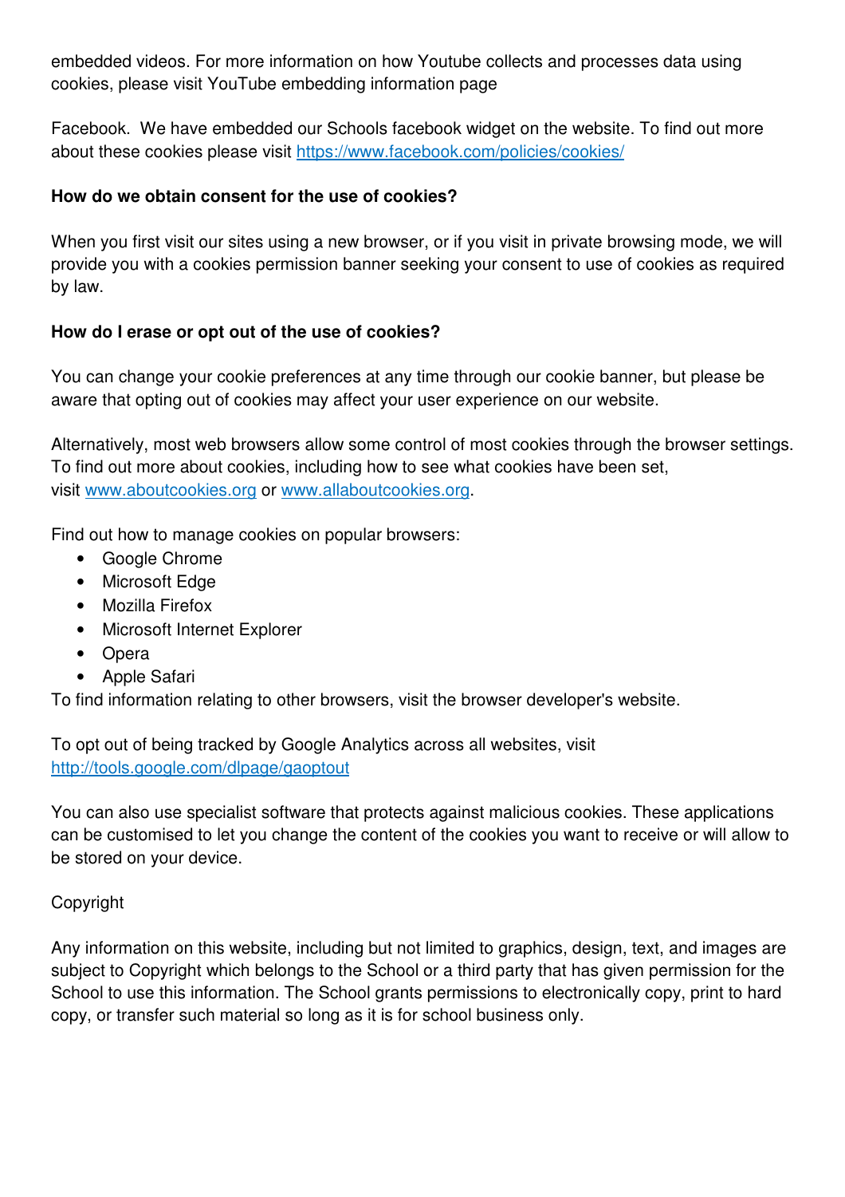embedded videos. For more information on how Youtube collects and processes data using cookies, please visit YouTube embedding information page

Facebook. We have embedded our Schools facebook widget on the website. To find out more about these cookies please visit [https://www.facebook.com/policies/cookies/](https://www.facebook.com/policies/cookies/)

**How do we obtain consent for the use of cookies?**

When you first visit our sites using a new browser, or if you visit in private browsing mode, we will provide you with a cookies permission banner seeking your consent to use of cookies as required by law.

**How do I erase or opt out of the use of cookies?**

You can change your cookie preferences at any time through our cookie banner, but please be aware that opting out of cookies may affect your user experience on our website.

Alternatively, most web browsers allow some control of most cookies through the browser settings. To find out more about cookies, including how to see what cookies have been set, visit [www.aboutcookies.org](www.aboutcookies.org) or [www.allaboutcookies.org](www.allaboutcookies.org).

Find out how to manage cookies on popular browsers:

- Google Chrome
- Microsoft Edge
- Mozilla Firefox
- Microsoft Internet Explorer
- Opera
- Apple Safari

To find information relating to other browsers, visit the browser developer's website.

To opt out of being tracked by Google Analytics across all websites, visit [http://tools.google.com/dlpage/gaoptout](http://tools.google.com/dlpage/gaoptout)

You can also use specialist software that protects against malicious cookies. These applications can be customised to let you change the content of the cookies you want to receive or will allow to be stored on your device.

Copyright

Any information on this website, including but not limited to graphics, design, text, and images are subject to Copyright which belongs to the School or a third party that has given permission for the School to use this information. The School grants permissions to electronically copy, print to hard copy, or transfer such material so long as it is for school business only.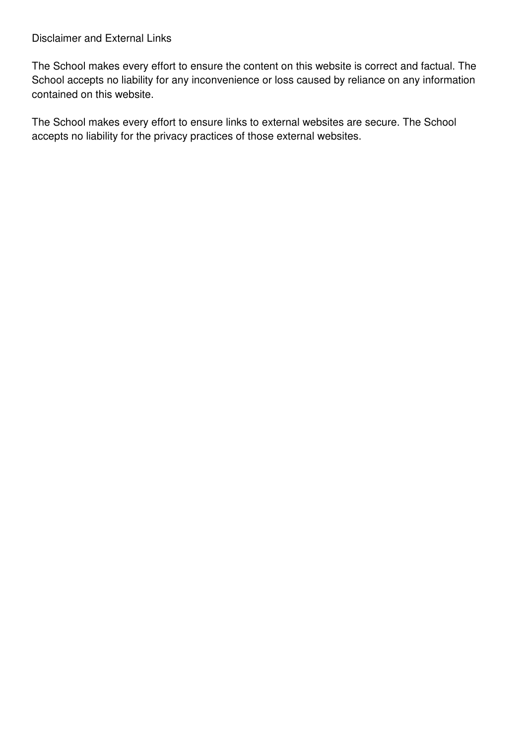Disclaimer and External Links

The School makes every effort to ensure the content on this website is correct and factual. The School accepts no liability for any inconvenience or loss caused by reliance on any information contained on this website.

The School makes every effort to ensure links to external websites are secure. The School accepts no liability for the privacy practices of those external websites.